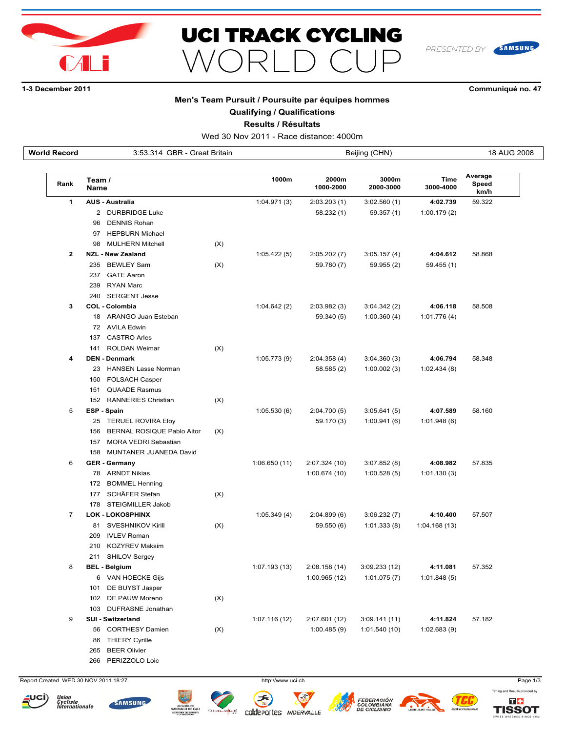# UCI TRACK CYCLING WORLD CUP

PRESENTED BY SAMSUNG

1-3 December 2011 — Communiqué no. 47

## Men's Team Pursuit / Poursuite par équipes hommes

### Qualifying / Qualifications

### Results / Résultats

Wed 30 Nov 2011 - Race distance: 4000m

| World Record | 3:53.314 GBR - Great Britain | Beijing (CHN) | 18 AUG 2008 |
|---|---|---|---|

| Rank | Team / Name | | 1000m | 2000m 1000-2000 | 3000m 2000-3000 | Time 3000-4000 | Average Speed km/h |
|---|---|---|---|---|---|---|---|
| 1 | **AUS - Australia** | | 1:04.971 (3) | 2:03.203 (1) | 3:02.560 (1) | **4:02.739** | 59.322 |
| | 2 DURBRIDGE Luke | | | 58.232 (1) | 59.357 (1) | 1:00.179 (2) | |
| | 96 DENNIS Rohan | | | | | | |
| | 97 HEPBURN Michael | | | | | | |
| | 98 MULHERN Mitchell | (X) | | | | | |
| 2 | **NZL - New Zealand** | | 1:05.422 (5) | 2:05.202 (7) | 3:05.157 (4) | **4:04.612** | 58.868 |
| | 235 BEWLEY Sam | (X) | | 59.780 (7) | 59.955 (2) | 59.455 (1) | |
| | 237 GATE Aaron | | | | | | |
| | 239 RYAN Marc | | | | | | |
| | 240 SERGENT Jesse | | | | | | |
| 3 | **COL - Colombia** | | 1:04.642 (2) | 2:03.982 (3) | 3:04.342 (2) | **4:06.118** | 58.508 |
| | 18 ARANGO Juan Esteban | | | 59.340 (5) | 1:00.360 (4) | 1:01.776 (4) | |
| | 72 AVILA Edwin | | | | | | |
| | 137 CASTRO Arles | | | | | | |
| | 141 ROLDAN Weimar | (X) | | | | | |
| 4 | **DEN - Denmark** | | 1:05.773 (9) | 2:04.358 (4) | 3:04.360 (3) | **4:06.794** | 58.348 |
| | 23 HANSEN Lasse Norman | | | 58.585 (2) | 1:00.002 (3) | 1:02.434 (8) | |
| | 150 FOLSACH Casper | | | | | | |
| | 151 QUAADE Rasmus | | | | | | |
| | 152 RANNERIES Christian | (X) | | | | | |
| 5 | **ESP - Spain** | | 1:05.530 (6) | 2:04.700 (5) | 3:05.641 (5) | **4:07.589** | 58.160 |
| | 25 TERUEL ROVIRA Eloy | | | 59.170 (3) | 1:00.941 (6) | 1:01.948 (6) | |
| | 156 BERNAL ROSIQUE Pablo Aitor | (X) | | | | | |
| | 157 MORA VEDRI Sebastian | | | | | | |
| | 158 MUNTANER JUANEDA David | | | | | | |
| 6 | **GER - Germany** | | 1:06.650 (11) | 2:07.324 (10) | 3:07.852 (8) | **4:08.982** | 57.835 |
| | 78 ARNDT Nikias | | | 1:00.674 (10) | 1:00.528 (5) | 1:01.130 (3) | |
| | 172 BOMMEL Henning | | | | | | |
| | 177 SCHÄFER Stefan | (X) | | | | | |
| | 178 STEIGMILLER Jakob | | | | | | |
| 7 | **LOK - LOKOSPHINX** | | 1:05.349 (4) | 2:04.899 (6) | 3:06.232 (7) | **4:10.400** | 57.507 |
| | 81 SVESHNIKOV Kirill | (X) | | 59.550 (6) | 1:01.333 (8) | 1:04.168 (13) | |
| | 209 IVLEV Roman | | | | | | |
| | 210 KOZYREV Maksim | | | | | | |
| | 211 SHILOV Sergey | | | | | | |
| 8 | **BEL - Belgium** | | 1:07.193 (13) | 2:08.158 (14) | 3:09.233 (12) | **4:11.081** | 57.352 |
| | 6 VAN HOECKE Gijs | | | 1:00.965 (12) | 1:01.075 (7) | 1:01.848 (5) | |
| | 101 DE BUYST Jasper | | | | | | |
| | 102 DE PAUW Moreno | (X) | | | | | |
| | 103 DUFRASNE Jonathan | | | | | | |
| 9 | **SUI - Switzerland** | | 1:07.116 (12) | 2:07.601 (12) | 3:09.141 (11) | **4:11.824** | 57.182 |
| | 56 CORTHESY Damien | (X) | | 1:00.485 (9) | 1:01.540 (10) | 1:02.683 (9) | |
| | 86 THIERY Cyrille | | | | | | |
| | 265 BEER Olivier | | | | | | |
| | 266 PERIZZOLO Loic | | | | | | |

Report Created WED 30 NOV 2011 18:27 — http://www.uci.ch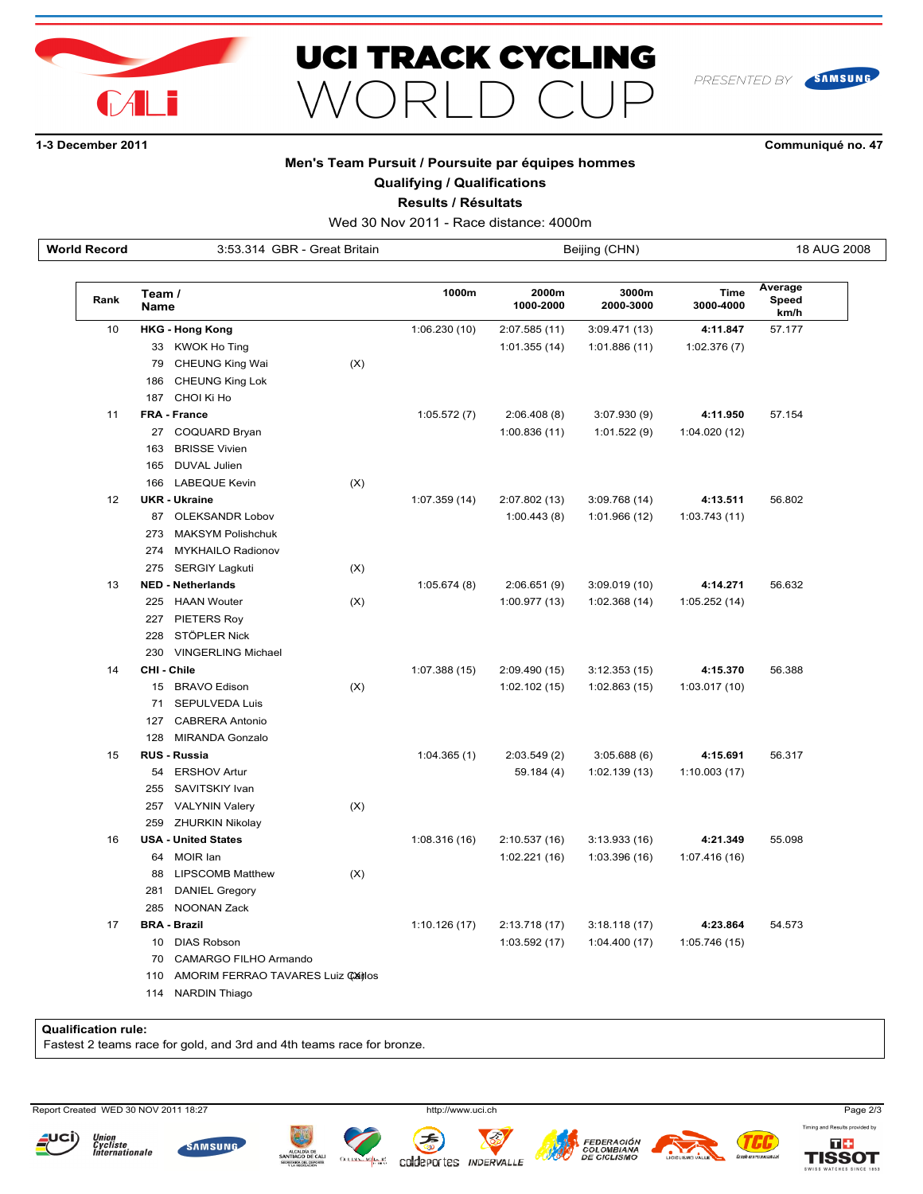# UCI TRACK CYCLING WORLD CUP

PRESENTED BY SAMSUNG

**1-3 December 2011** **Communiqué no. 47**

## Men's Team Pursuit / Poursuite par équipes hommes

### Qualifying / Qualifications

### Results / Résultats

Wed 30 Nov 2011 - Race distance: 4000m

| World Record | 3:53.314 GBR - Great Britain | Beijing (CHN) | 18 AUG 2008 |
|---|---|---|---|

| Rank | Team / Name | | 1000m | 2000m 1000-2000 | 3000m 2000-3000 | Time 3000-4000 | Average Speed km/h |
|---|---|---|---|---|---|---|---|
| 10 | **HKG - Hong Kong** | | 1:06.230 (10) | 2:07.585 (11) | 3:09.471 (13) | **4:11.847** | 57.177 |
| | 33 KWOK Ho Ting | | | 1:01.355 (14) | 1:01.886 (11) | 1:02.376 (7) | |
| | 79 CHEUNG King Wai | (X) | | | | | |
| | 186 CHEUNG King Lok | | | | | | |
| | 187 CHOI Ki Ho | | | | | | |
| 11 | **FRA - France** | | 1:05.572 (7) | 2:06.408 (8) | 3:07.930 (9) | **4:11.950** | 57.154 |
| | 27 COQUARD Bryan | | | 1:00.836 (11) | 1:01.522 (9) | 1:04.020 (12) | |
| | 163 BRISSE Vivien | | | | | | |
| | 165 DUVAL Julien | | | | | | |
| | 166 LABEQUE Kevin | (X) | | | | | |
| 12 | **UKR - Ukraine** | | 1:07.359 (14) | 2:07.802 (13) | 3:09.768 (14) | **4:13.511** | 56.802 |
| | 87 OLEKSANDR Lobov | | | 1:00.443 (8) | 1:01.966 (12) | 1:03.743 (11) | |
| | 273 MAKSYM Polishchuk | | | | | | |
| | 274 MYKHAILO Radionov | | | | | | |
| | 275 SERGIY Lagkuti | (X) | | | | | |
| 13 | **NED - Netherlands** | | 1:05.674 (8) | 2:06.651 (9) | 3:09.019 (10) | **4:14.271** | 56.632 |
| | 225 HAAN Wouter | (X) | | 1:00.977 (13) | 1:02.368 (14) | 1:05.252 (14) | |
| | 227 PIETERS Roy | | | | | | |
| | 228 STÖPLER Nick | | | | | | |
| | 230 VINGERLING Michael | | | | | | |
| 14 | **CHI - Chile** | | 1:07.388 (15) | 2:09.490 (15) | 3:12.353 (15) | **4:15.370** | 56.388 |
| | 15 BRAVO Edison | (X) | | 1:02.102 (15) | 1:02.863 (15) | 1:03.017 (10) | |
| | 71 SEPULVEDA Luis | | | | | | |
| | 127 CABRERA Antonio | | | | | | |
| | 128 MIRANDA Gonzalo | | | | | | |
| 15 | **RUS - Russia** | | 1:04.365 (1) | 2:03.549 (2) | 3:05.688 (6) | **4:15.691** | 56.317 |
| | 54 ERSHOV Artur | | | 59.184 (4) | 1:02.139 (13) | 1:10.003 (17) | |
| | 255 SAVITSKIY Ivan | | | | | | |
| | 257 VALYNIN Valery | (X) | | | | | |
| | 259 ZHURKIN Nikolay | | | | | | |
| 16 | **USA - United States** | | 1:08.316 (16) | 2:10.537 (16) | 3:13.933 (16) | **4:21.349** | 55.098 |
| | 64 MOIR Ian | | | 1:02.221 (16) | 1:03.396 (16) | 1:07.416 (16) | |
| | 88 LIPSCOMB Matthew | (X) | | | | | |
| | 281 DANIEL Gregory | | | | | | |
| | 285 NOONAN Zack | | | | | | |
| 17 | **BRA - Brazil** | | 1:10.126 (17) | 2:13.718 (17) | 3:18.118 (17) | **4:23.864** | 54.573 |
| | 10 DIAS Robson | | | 1:03.592 (17) | 1:04.400 (17) | 1:05.746 (15) | |
| | 70 CAMARGO FILHO Armando | | | | | | |
| | 110 AMORIM FERRAO TAVARES Luiz Carlos | (X) | | | | | |
| | 114 NARDIN Thiago | | | | | | |

**Qualification rule:**
Fastest 2 teams race for gold, and 3rd and 4th teams race for bronze.

Report Created WED 30 NOV 2011 18:27 http://www.uci.ch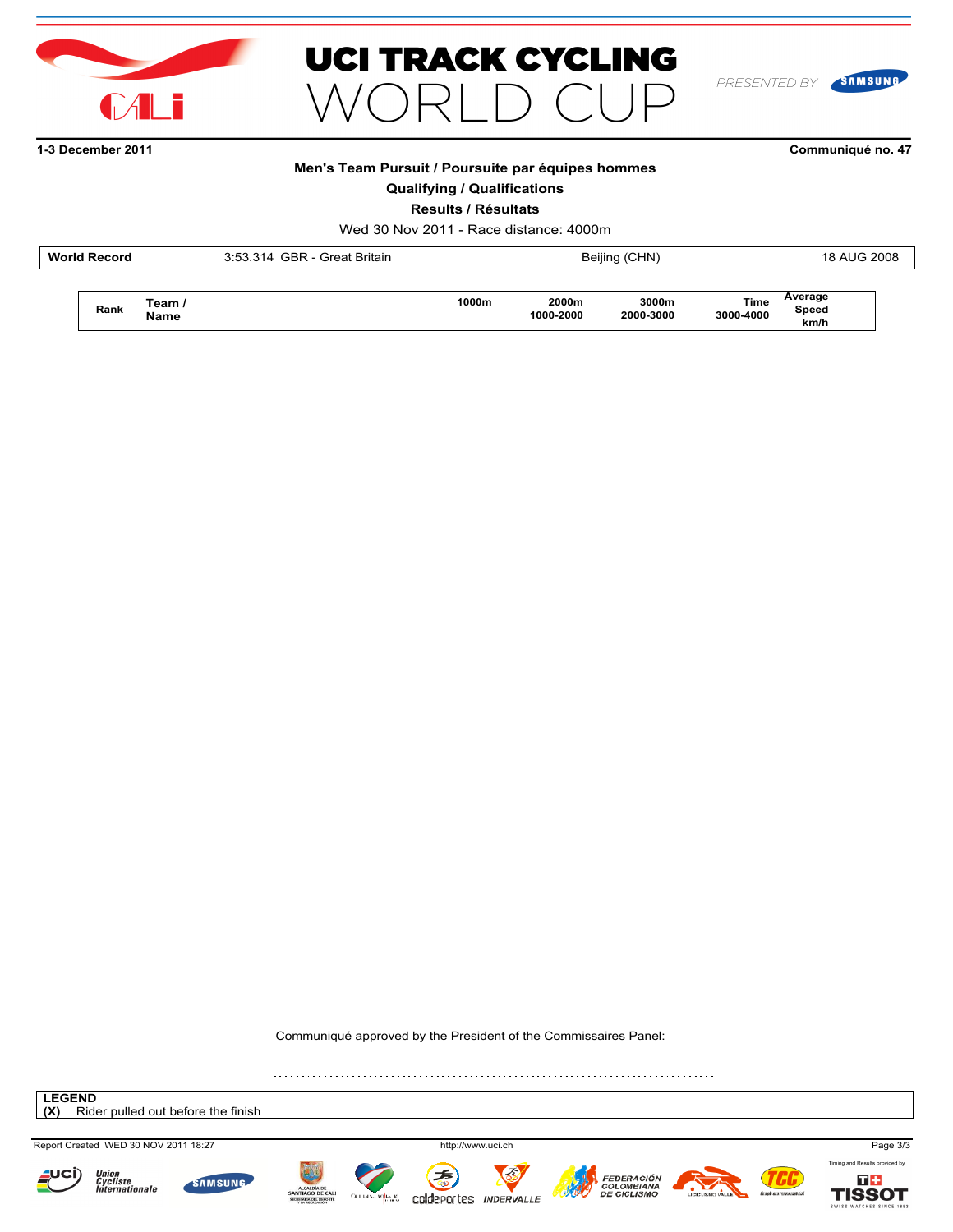# UCI TRACK CYCLING WORLD CUP

PRESENTED BY SAMSUNG

**1-3 December 2011** **Communiqué no. 47**

**Men's Team Pursuit / Poursuite par équipes hommes**

**Qualifying / Qualifications**

**Results / Résultats**

Wed 30 Nov 2011 - Race distance: 4000m

| **World Record** | 3:53.314 GBR - Great Britain | Beijing (CHN) | 18 AUG 2008 |
|---|---|---|---|

| Rank | Team / Name | 1000m | 2000m 1000-2000 | 3000m 2000-3000 | Time 3000-4000 | Average Speed km/h |
|---|---|---|---|---|---|---|

Communiqué approved by the President of the Commissaires Panel:

..............................................................................

**LEGEND**
**(X)** Rider pulled out before the finish

Report Created WED 30 NOV 2011 18:27

http://www.uci.ch